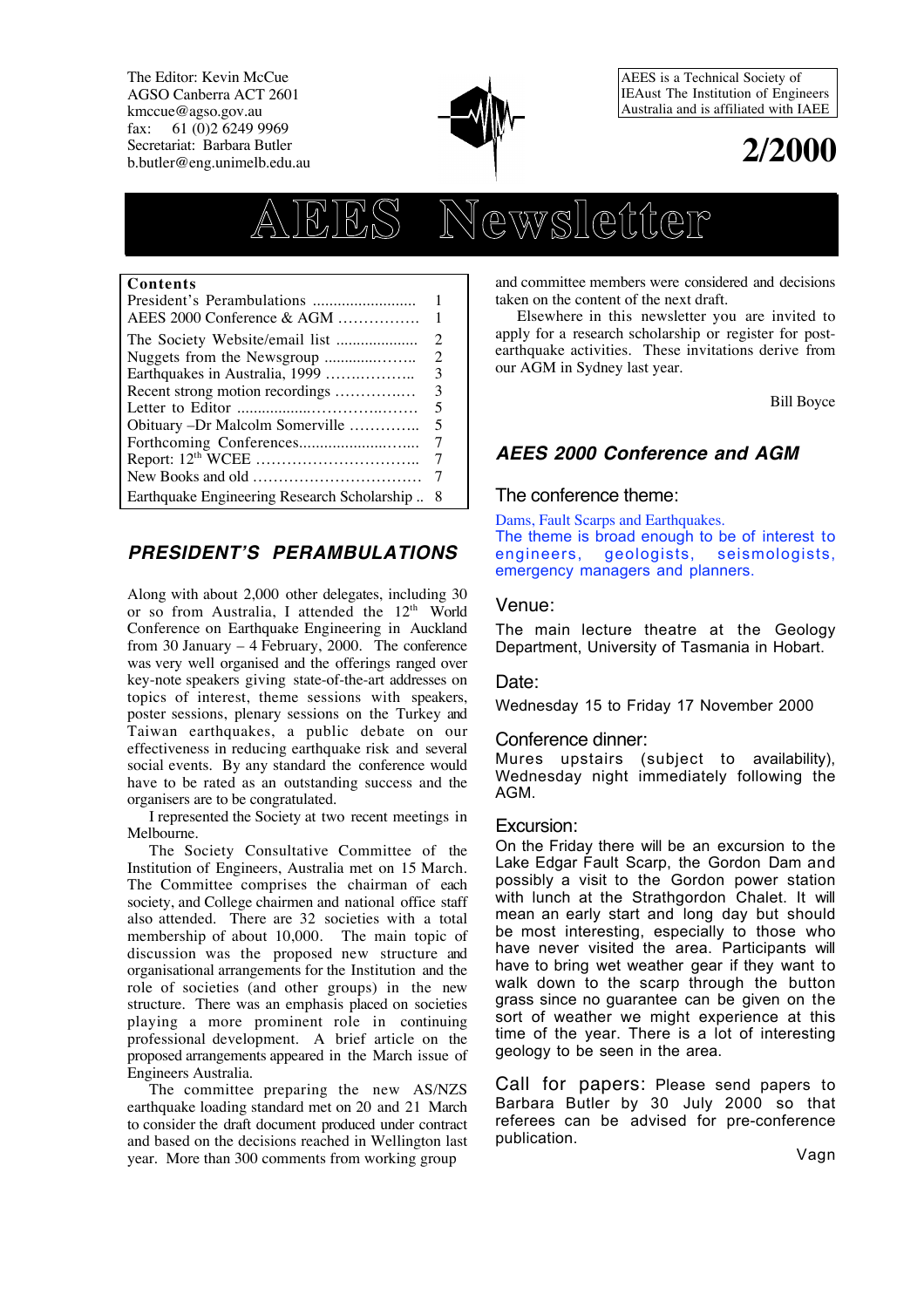The Editor: Kevin McCue
AGSO Canberra ACT 2601
kmccue@agso.gov.au
fax: 61 (0)2 6249 9969
Secretariat: Barbara Butler
b.butler@eng.unimelb.edu.au

AEES is a Technical Society of IEAust The Institution of Engineers Australia and is affiliated with IAEE

**2/2000**

# AEES Newsletter

| Contents | |
|---|---|
| President's Perambulations | 1 |
| AEES 2000 Conference & AGM | 1 |
| The Society Website/email list | 2 |
| Nuggets from the Newsgroup | 2 |
| Earthquakes in Australia, 1999 | 3 |
| Recent strong motion recordings | 3 |
| Letter to Editor | 5 |
| Obituary – Dr Malcolm Somerville | 5 |
| Forthcoming Conferences | 7 |
| Report: 12th WCEE | 7 |
| New Books and old | 7 |
| Earthquake Engineering Research Scholarship | 8 |

## *PRESIDENT'S PERAMBULATIONS*

Along with about 2,000 other delegates, including 30 or so from Australia, I attended the 12th World Conference on Earthquake Engineering in Auckland from 30 January – 4 February, 2000. The conference was very well organised and the offerings ranged over key-note speakers giving state-of-the-art addresses on topics of interest, theme sessions with speakers, poster sessions, plenary sessions on the Turkey and Taiwan earthquakes, a public debate on our effectiveness in reducing earthquake risk and several social events. By any standard the conference would have to be rated as an outstanding success and the organisers are to be congratulated.

I represented the Society at two recent meetings in Melbourne.

The Society Consultative Committee of the Institution of Engineers, Australia met on 15 March. The Committee comprises the chairman of each society, and College chairmen and national office staff also attended. There are 32 societies with a total membership of about 10,000. The main topic of discussion was the proposed new structure and organisational arrangements for the Institution and the role of societies (and other groups) in the new structure. There was an emphasis placed on societies playing a more prominent role in continuing professional development. A brief article on the proposed arrangements appeared in the March issue of Engineers Australia.

The committee preparing the new AS/NZS earthquake loading standard met on 20 and 21 March to consider the draft document produced under contract and based on the decisions reached in Wellington last year. More than 300 comments from working group and committee members were considered and decisions taken on the content of the next draft.

Elsewhere in this newsletter you are invited to apply for a research scholarship or register for post-earthquake activities. These invitations derive from our AGM in Sydney last year.

Bill Boyce

## *AEES 2000 Conference and AGM*

### The conference theme:

Dams, Fault Scarps and Earthquakes.
The theme is broad enough to be of interest to engineers, geologists, seismologists, emergency managers and planners.

### Venue:

The main lecture theatre at the Geology Department, University of Tasmania in Hobart.

### Date:

Wednesday 15 to Friday 17 November 2000

### Conference dinner:

Mures upstairs (subject to availability), Wednesday night immediately following the AGM.

### Excursion:

On the Friday there will be an excursion to the Lake Edgar Fault Scarp, the Gordon Dam and possibly a visit to the Gordon power station with lunch at the Strathgordon Chalet. It will mean an early start and long day but should be most interesting, especially to those who have never visited the area. Participants will have to bring wet weather gear if they want to walk down to the scarp through the button grass since no guarantee can be given on the sort of weather we might experience at this time of the year. There is a lot of interesting geology to be seen in the area.

**Call for papers:** Please send papers to Barbara Butler by 30 July 2000 so that referees can be advised for pre-conference publication.

Vagn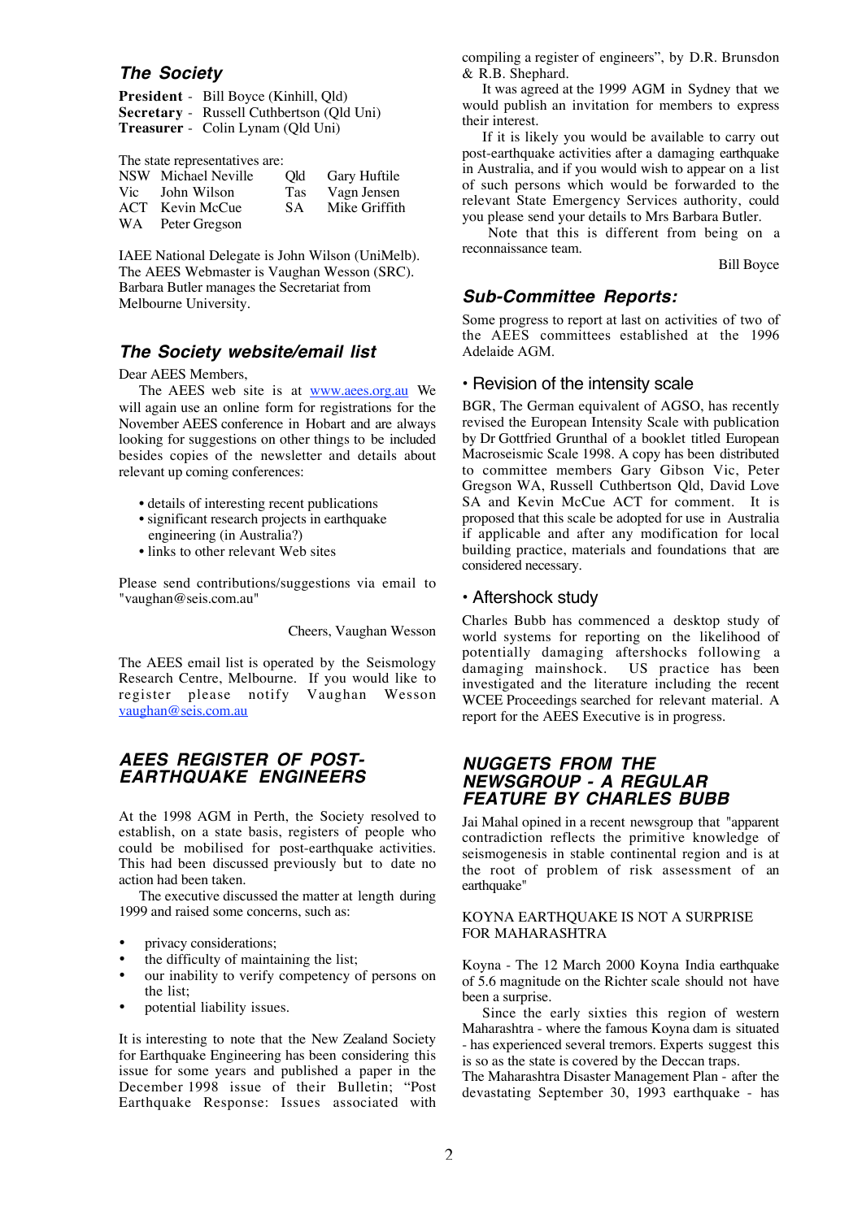## The Society

**President** - Bill Boyce (Kinhill, Qld)
**Secretary** - Russell Cuthbertson (Qld Uni)
**Treasurer** - Colin Lynam (Qld Uni)

The state representatives are:

| | | | |
|---|---|---|---|
| NSW | Michael Neville | Qld | Gary Huftile |
| Vic | John Wilson | Tas | Vagn Jensen |
| ACT | Kevin McCue | SA | Mike Griffith |
| WA | Peter Gregson | | |

IAEE National Delegate is John Wilson (UniMelb). The AEES Webmaster is Vaughan Wesson (SRC). Barbara Butler manages the Secretariat from Melbourne University.

## The Society website/email list

Dear AEES Members,

The AEES web site is at www.aees.org.au We will again use an online form for registrations for the November AEES conference in Hobart and are always looking for suggestions on other things to be included besides copies of the newsletter and details about relevant up coming conferences:

- details of interesting recent publications
- significant research projects in earthquake engineering (in Australia?)
- links to other relevant Web sites

Please send contributions/suggestions via email to "vaughan@seis.com.au"

Cheers, Vaughan Wesson

The AEES email list is operated by the Seismology Research Centre, Melbourne. If you would like to register please notify Vaughan Wesson vaughan@seis.com.au

## AEES REGISTER OF POST-EARTHQUAKE ENGINEERS

At the 1998 AGM in Perth, the Society resolved to establish, on a state basis, registers of people who could be mobilised for post-earthquake activities. This had been discussed previously but to date no action had been taken.

The executive discussed the matter at length during 1999 and raised some concerns, such as:

- privacy considerations;
- the difficulty of maintaining the list;
- our inability to verify competency of persons on the list;
- potential liability issues.

It is interesting to note that the New Zealand Society for Earthquake Engineering has been considering this issue for some years and published a paper in the December 1998 issue of their Bulletin; "Post Earthquake Response: Issues associated with compiling a register of engineers", by D.R. Brunsdon & R.B. Shephard.

It was agreed at the 1999 AGM in Sydney that we would publish an invitation for members to express their interest.

If it is likely you would be available to carry out post-earthquake activities after a damaging earthquake in Australia, and if you would wish to appear on a list of such persons which would be forwarded to the relevant State Emergency Services authority, could you please send your details to Mrs Barbara Butler.

Note that this is different from being on a reconnaissance team.

Bill Boyce

## Sub-Committee Reports:

Some progress to report at last on activities of two of the AEES committees established at the 1996 Adelaide AGM.

### • Revision of the intensity scale

BGR, The German equivalent of AGSO, has recently revised the European Intensity Scale with publication by Dr Gottfried Grunthal of a booklet titled European Macroseismic Scale 1998. A copy has been distributed to committee members Gary Gibson Vic, Peter Gregson WA, Russell Cuthbertson Qld, David Love SA and Kevin McCue ACT for comment. It is proposed that this scale be adopted for use in Australia if applicable and after any modification for local building practice, materials and foundations that are considered necessary.

### • Aftershock study

Charles Bubb has commenced a desktop study of world systems for reporting on the likelihood of potentially damaging aftershocks following a damaging mainshock. US practice has been investigated and the literature including the recent WCEE Proceedings searched for relevant material. A report for the AEES Executive is in progress.

## NUGGETS FROM THE NEWSGROUP - A REGULAR FEATURE BY CHARLES BUBB

Jai Mahal opined in a recent newsgroup that "apparent contradiction reflects the primitive knowledge of seismogenesis in stable continental region and is at the root of problem of risk assessment of an earthquake"

KOYNA EARTHQUAKE IS NOT A SURPRISE FOR MAHARASHTRA

Koyna - The 12 March 2000 Koyna India earthquake of 5.6 magnitude on the Richter scale should not have been a surprise.

Since the early sixties this region of western Maharashtra - where the famous Koyna dam is situated - has experienced several tremors. Experts suggest this is so as the state is covered by the Deccan traps.
The Maharashtra Disaster Management Plan - after the devastating September 30, 1993 earthquake - has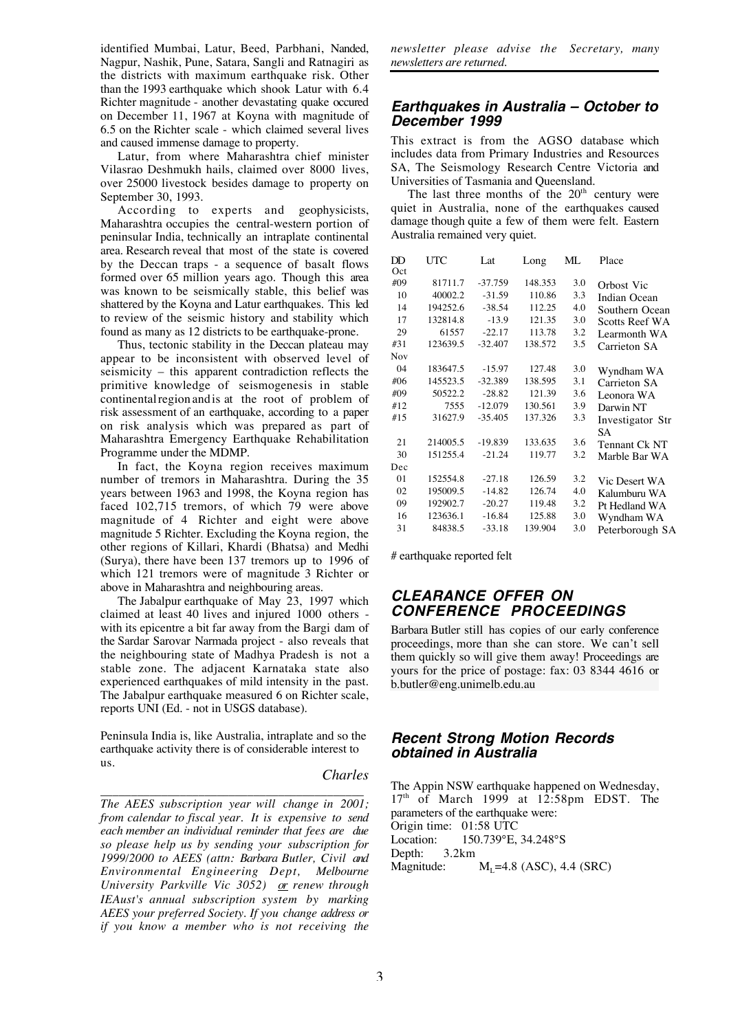identified Mumbai, Latur, Beed, Parbhani, Nanded, Nagpur, Nashik, Pune, Satara, Sangli and Ratnagiri as the districts with maximum earthquake risk. Other than the 1993 earthquake which shook Latur with 6.4 Richter magnitude - another devastating quake occured on December 11, 1967 at Koyna with magnitude of 6.5 on the Richter scale - which claimed several lives and caused immense damage to property.

Latur, from where Maharashtra chief minister Vilasrao Deshmukh hails, claimed over 8000 lives, over 25000 livestock besides damage to property on September 30, 1993.

According to experts and geophysicists, Maharashtra occupies the central-western portion of peninsular India, technically an intraplate continental area. Research reveal that most of the state is covered by the Deccan traps - a sequence of basalt flows formed over 65 million years ago. Though this area was known to be seismically stable, this belief was shattered by the Koyna and Latur earthquakes. This led to review of the seismic history and stability which found as many as 12 districts to be earthquake-prone.

Thus, tectonic stability in the Deccan plateau may appear to be inconsistent with observed level of seismicity – this apparent contradiction reflects the primitive knowledge of seismogenesis in stable continental region and is at the root of problem of risk assessment of an earthquake, according to a paper on risk analysis which was prepared as part of Maharashtra Emergency Earthquake Rehabilitation Programme under the MDMP.

In fact, the Koyna region receives maximum number of tremors in Maharashtra. During the 35 years between 1963 and 1998, the Koyna region has faced 102,715 tremors, of which 79 were above magnitude of 4 Richter and eight were above magnitude 5 Richter. Excluding the Koyna region, the other regions of Killari, Khardi (Bhatsa) and Medhi (Surya), there have been 137 tremors up to 1996 of which 121 tremors were of magnitude 3 Richter or above in Maharashtra and neighbouring areas.

The Jabalpur earthquake of May 23, 1997 which claimed at least 40 lives and injured 1000 others - with its epicentre a bit far away from the Bargi dam of the Sardar Sarovar Narmada project - also reveals that the neighbouring state of Madhya Pradesh is not a stable zone. The adjacent Karnataka state also experienced earthquakes of mild intensity in the past. The Jabalpur earthquake measured 6 on Richter scale, reports UNI (Ed. - not in USGS database).

Peninsula India is, like Australia, intraplate and so the earthquake activity there is of considerable interest to us.

*Charles*

---

*The AEES subscription year will change in 2001; from calendar to fiscal year. It is expensive to send each member an individual reminder that fees are due so please help us by sending your subscription for 1999/2000 to AEES (attn: Barbara Butler, Civil and Environmental Engineering Dept, Melbourne University Parkville Vic 3052) or renew through IEAust's annual subscription system by marking AEES your preferred Society. If you change address or if you know a member who is not receiving the newsletter please advise the Secretary, many newsletters are returned.*

---

## Earthquakes in Australia – October to December 1999

This extract is from the AGSO database which includes data from Primary Industries and Resources SA, The Seismology Research Centre Victoria and Universities of Tasmania and Queensland.

The last three months of the 20th century were quiet in Australia, none of the earthquakes caused damage though quite a few of them were felt. Eastern Australia remained very quiet.

| DD | UTC | Lat | Long | ML | Place |
|---|---|---|---|---|---|
| Oct | | | | | |
| #09 | 81711.7 | -37.759 | 148.353 | 3.0 | Orbost Vic |
| 10 | 40002.2 | -31.59 | 110.86 | 3.3 | Indian Ocean |
| 14 | 194252.6 | -38.54 | 112.25 | 4.0 | Southern Ocean |
| 17 | 132814.8 | -13.9 | 121.35 | 3.0 | Scotts Reef WA |
| 29 | 61557 | -22.17 | 113.78 | 3.2 | Learmonth WA |
| #31 | 123639.5 | -32.407 | 138.572 | 3.5 | Carrieton SA |
| Nov | | | | | |
| 04 | 183647.5 | -15.97 | 127.48 | 3.0 | Wyndham WA |
| #06 | 145523.5 | -32.389 | 138.595 | 3.1 | Carrieton SA |
| #09 | 50522.2 | -28.82 | 121.39 | 3.6 | Leonora WA |
| #12 | 7555 | -12.079 | 130.561 | 3.9 | Darwin NT |
| #15 | 31627.9 | -35.405 | 137.326 | 3.3 | Investigator Str SA |
| 21 | 214005.5 | -19.839 | 133.635 | 3.6 | Tennant Ck NT |
| 30 | 151255.4 | -21.24 | 119.77 | 3.2 | Marble Bar WA |
| Dec | | | | | |
| 01 | 152554.8 | -27.18 | 126.59 | 3.2 | Vic Desert WA |
| 02 | 195009.5 | -14.82 | 126.74 | 4.0 | Kalumburu WA |
| 09 | 192902.7 | -20.27 | 119.48 | 3.2 | Pt Hedland WA |
| 16 | 123636.1 | -16.84 | 125.88 | 3.0 | Wyndham WA |
| 31 | 84838.5 | -33.18 | 139.904 | 3.0 | Peterborough SA |

# earthquake reported felt

## CLEARANCE OFFER ON CONFERENCE PROCEEDINGS

Barbara Butler still has copies of our early conference proceedings, more than she can store. We can't sell them quickly so will give them away! Proceedings are yours for the price of postage: fax: 03 8344 4616 or b.butler@eng.unimelb.edu.au

## Recent Strong Motion Records obtained in Australia

The Appin NSW earthquake happened on Wednesday, 17th of March 1999 at 12:58pm EDST. The parameters of the earthquake were:

Origin time: 01:58 UTC
Location: 150.739°E, 34.248°S
Depth: 3.2km
Magnitude: $M_L$=4.8 (ASC), 4.4 (SRC)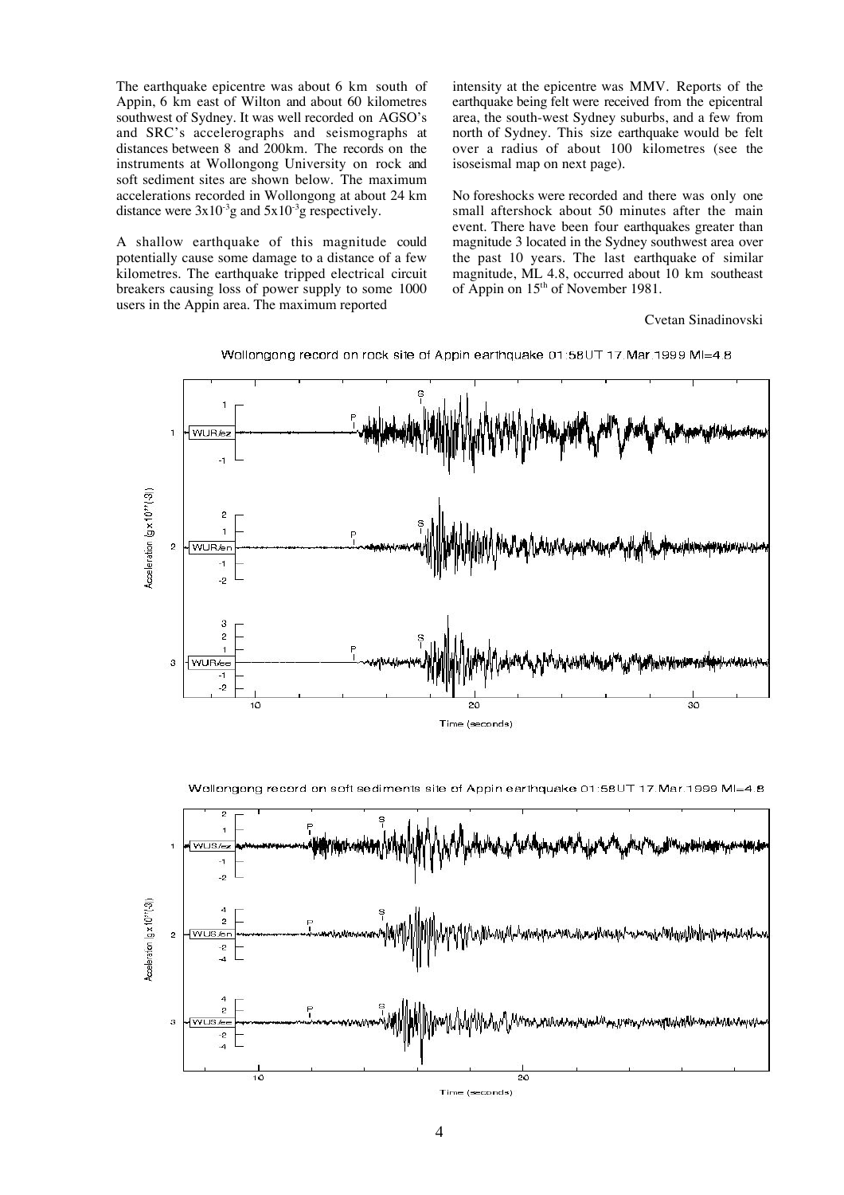The earthquake epicentre was about 6 km south of Appin, 6 km east of Wilton and about 60 kilometres southwest of Sydney. It was well recorded on AGSO's and SRC's accelerographs and seismographs at distances between 8 and 200km. The records on the instruments at Wollongong University on rock and soft sediment sites are shown below. The maximum accelerations recorded in Wollongong at about 24 km distance were $3x10^{-3}$g and $5x10^{-3}$g respectively.

A shallow earthquake of this magnitude could potentially cause some damage to a distance of a few kilometres. The earthquake tripped electrical circuit breakers causing loss of power supply to some 1000 users in the Appin area. The maximum reported intensity at the epicentre was MMV. Reports of the earthquake being felt were received from the epicentral area, the south-west Sydney suburbs, and a few from north of Sydney. This size earthquake would be felt over a radius of about 100 kilometres (see the isoseismal map on next page).

No foreshocks were recorded and there was only one small aftershock about 50 minutes after the main event. There have been four earthquakes greater than magnitude 3 located in the Sydney southwest area over the past 10 years. The last earthquake of similar magnitude, ML 4.8, occurred about 10 km southeast of Appin on 15th of November 1981.

Cvetan Sinadinovski

Wollongong record on rock site of Appin earthquake 01:58UT 17.Mar.1999 Ml=4.8

Wollongong record on soft sediments site of Appin earthquake 01:58UT 17.Mar.1999 Ml=4.8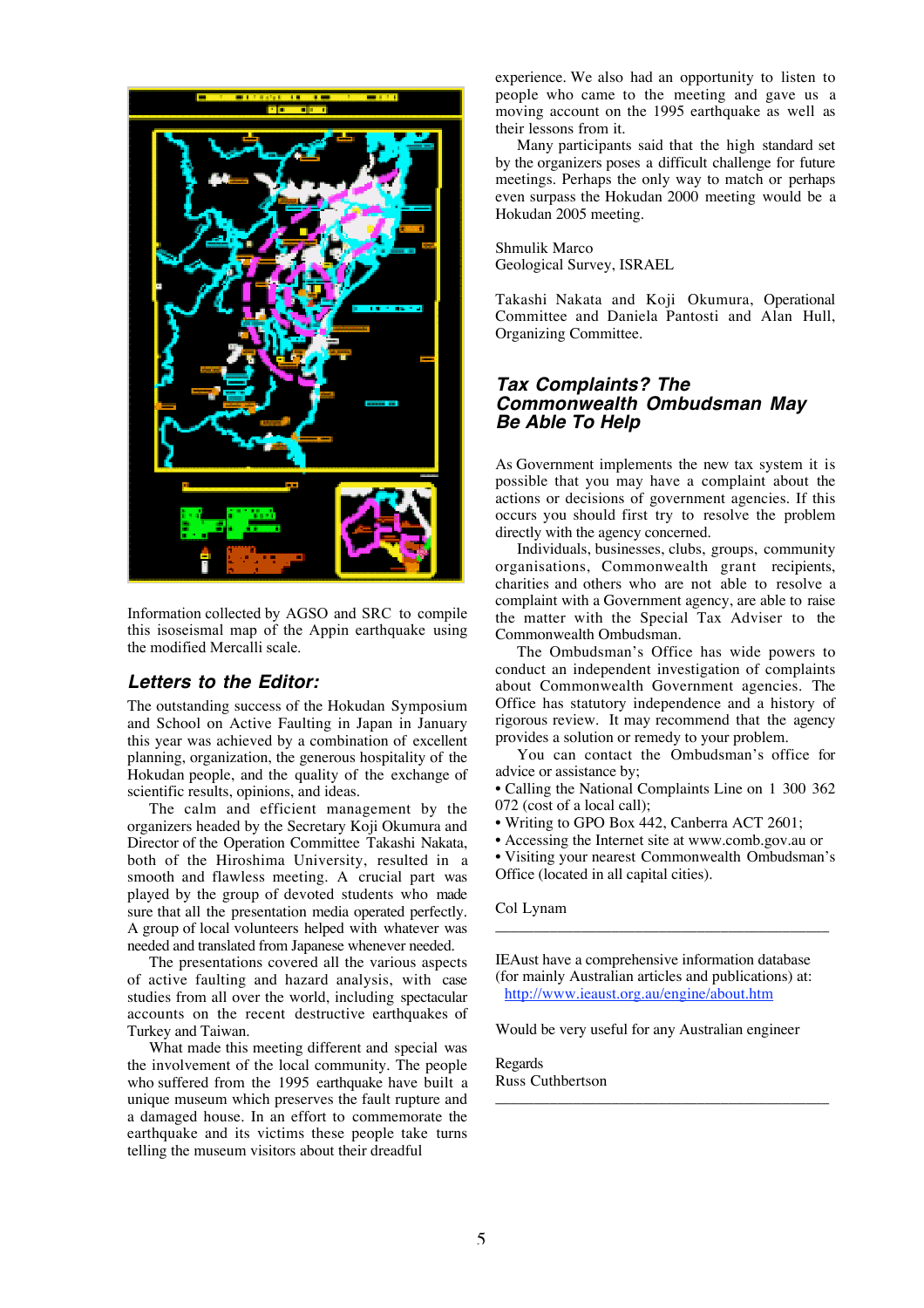Information collected by AGSO and SRC to compile this isoseismal map of the Appin earthquake using the modified Mercalli scale.

## *Letters to the Editor:*

The outstanding success of the Hokudan Symposium and School on Active Faulting in Japan in January this year was achieved by a combination of excellent planning, organization, the generous hospitality of the Hokudan people, and the quality of the exchange of scientific results, opinions, and ideas.

The calm and efficient management by the organizers headed by the Secretary Koji Okumura and Director of the Operation Committee Takashi Nakata, both of the Hiroshima University, resulted in a smooth and flawless meeting. A crucial part was played by the group of devoted students who made sure that all the presentation media operated perfectly. A group of local volunteers helped with whatever was needed and translated from Japanese whenever needed.

The presentations covered all the various aspects of active faulting and hazard analysis, with case studies from all over the world, including spectacular accounts on the recent destructive earthquakes of Turkey and Taiwan.

What made this meeting different and special was the involvement of the local community. The people who suffered from the 1995 earthquake have built a unique museum which preserves the fault rupture and a damaged house. In an effort to commemorate the earthquake and its victims these people take turns telling the museum visitors about their dreadful experience. We also had an opportunity to listen to people who came to the meeting and gave us a moving account on the 1995 earthquake as well as their lessons from it.

Many participants said that the high standard set by the organizers poses a difficult challenge for future meetings. Perhaps the only way to match or perhaps even surpass the Hokudan 2000 meeting would be a Hokudan 2005 meeting.

Shmulik Marco
Geological Survey, ISRAEL

Takashi Nakata and Koji Okumura, Operational Committee and Daniela Pantosti and Alan Hull, Organizing Committee.

## *Tax Complaints? The Commonwealth Ombudsman May Be Able To Help*

As Government implements the new tax system it is possible that you may have a complaint about the actions or decisions of government agencies. If this occurs you should first try to resolve the problem directly with the agency concerned.

Individuals, businesses, clubs, groups, community organisations, Commonwealth grant recipients, charities and others who are not able to resolve a complaint with a Government agency, are able to raise the matter with the Special Tax Adviser to the Commonwealth Ombudsman.

The Ombudsman's Office has wide powers to conduct an independent investigation of complaints about Commonwealth Government agencies. The Office has statutory independence and a history of rigorous review. It may recommend that the agency provides a solution or remedy to your problem.

You can contact the Ombudsman's office for advice or assistance by;

- Calling the National Complaints Line on 1 300 362 072 (cost of a local call);
- Writing to GPO Box 442, Canberra ACT 2601;
- Accessing the Internet site at www.comb.gov.au or
- Visiting your nearest Commonwealth Ombudsman's Office (located in all capital cities).

Col Lynam

---

IEAust have a comprehensive information database (for mainly Australian articles and publications) at:
http://www.ieaust.org.au/engine/about.htm

Would be very useful for any Australian engineer

Regards
Russ Cuthbertson

---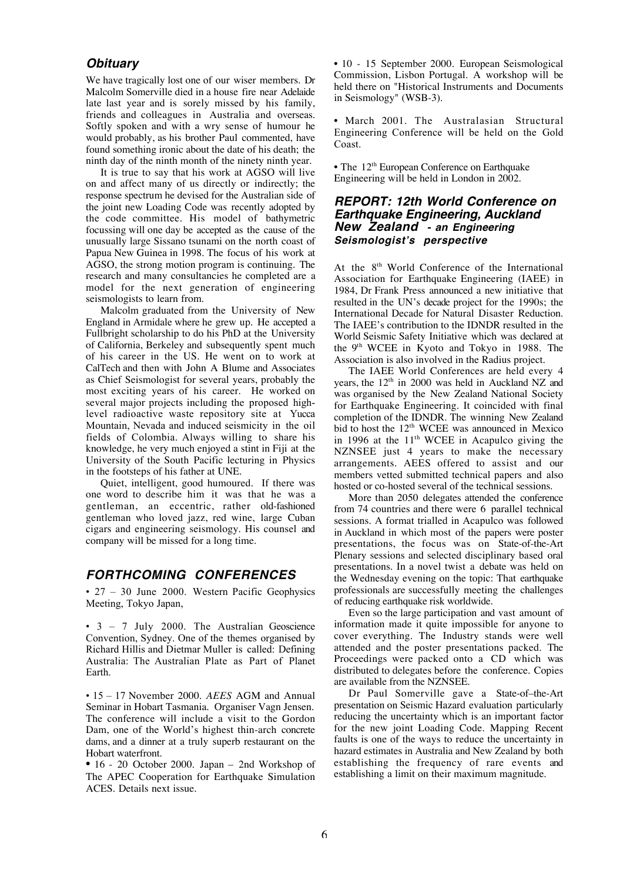## *Obituary*

We have tragically lost one of our wiser members. Dr Malcolm Somerville died in a house fire near Adelaide late last year and is sorely missed by his family, friends and colleagues in Australia and overseas. Softly spoken and with a wry sense of humour he would probably, as his brother Paul commented, have found something ironic about the date of his death; the ninth day of the ninth month of the ninety ninth year.

It is true to say that his work at AGSO will live on and affect many of us directly or indirectly; the response spectrum he devised for the Australian side of the joint new Loading Code was recently adopted by the code committee. His model of bathymetric focussing will one day be accepted as the cause of the unusually large Sissano tsunami on the north coast of Papua New Guinea in 1998. The focus of his work at AGSO, the strong motion program is continuing. The research and many consultancies he completed are a model for the next generation of engineering seismologists to learn from.

Malcolm graduated from the University of New England in Armidale where he grew up. He accepted a Fullbright scholarship to do his PhD at the University of California, Berkeley and subsequently spent much of his career in the US. He went on to work at CalTech and then with John A Blume and Associates as Chief Seismologist for several years, probably the most exciting years of his career. He worked on several major projects including the proposed high-level radioactive waste repository site at Yucca Mountain, Nevada and induced seismicity in the oil fields of Colombia. Always willing to share his knowledge, he very much enjoyed a stint in Fiji at the University of the South Pacific lecturing in Physics in the footsteps of his father at UNE.

Quiet, intelligent, good humoured. If there was one word to describe him it was that he was a gentleman, an eccentric, rather old-fashioned gentleman who loved jazz, red wine, large Cuban cigars and engineering seismology. His counsel and company will be missed for a long time.

## *FORTHCOMING CONFERENCES*

- 27 – 30 June 2000. Western Pacific Geophysics Meeting, Tokyo Japan,

- 3 – 7 July 2000. The Australian Geoscience Convention, Sydney. One of the themes organised by Richard Hillis and Dietmar Muller is called: Defining Australia: The Australian Plate as Part of Planet Earth.

- 15 – 17 November 2000. *AEES* AGM and Annual Seminar in Hobart Tasmania. Organiser Vagn Jensen. The conference will include a visit to the Gordon Dam, one of the World's highest thin-arch concrete dams, and a dinner at a truly superb restaurant on the Hobart waterfront.

- 16 - 20 October 2000. Japan – 2nd Workshop of The APEC Cooperation for Earthquake Simulation ACES. Details next issue.

- 10 - 15 September 2000. European Seismological Commission, Lisbon Portugal. A workshop will be held there on "Historical Instruments and Documents in Seismology" (WSB-3).

- March 2001. The Australasian Structural Engineering Conference will be held on the Gold Coast.

- The 12th European Conference on Earthquake Engineering will be held in London in 2002.

## *REPORT: 12th World Conference on Earthquake Engineering, Auckland New Zealand - an Engineering Seismologist's perspective*

At the 8th World Conference of the International Association for Earthquake Engineering (IAEE) in 1984, Dr Frank Press announced a new initiative that resulted in the UN's decade project for the 1990s; the International Decade for Natural Disaster Reduction. The IAEE's contribution to the IDNDR resulted in the World Seismic Safety Initiative which was declared at the 9th WCEE in Kyoto and Tokyo in 1988. The Association is also involved in the Radius project.

The IAEE World Conferences are held every 4 years, the 12th in 2000 was held in Auckland NZ and was organised by the New Zealand National Society for Earthquake Engineering. It coincided with final completion of the IDNDR. The winning New Zealand bid to host the 12th WCEE was announced in Mexico in 1996 at the 11th WCEE in Acapulco giving the NZNSEE just 4 years to make the necessary arrangements. AEES offered to assist and our members vetted submitted technical papers and also hosted or co-hosted several of the technical sessions.

More than 2050 delegates attended the conference from 74 countries and there were 6 parallel technical sessions. A format trialled in Acapulco was followed in Auckland in which most of the papers were poster presentations, the focus was on State-of-the-Art Plenary sessions and selected disciplinary based oral presentations. In a novel twist a debate was held on the Wednesday evening on the topic: That earthquake professionals are successfully meeting the challenges of reducing earthquake risk worldwide.

Even so the large participation and vast amount of information made it quite impossible for anyone to cover everything. The Industry stands were well attended and the poster presentations packed. The Proceedings were packed onto a CD which was distributed to delegates before the conference. Copies are available from the NZNSEE.

Dr Paul Somerville gave a State-of–the-Art presentation on Seismic Hazard evaluation particularly reducing the uncertainty which is an important factor for the new joint Loading Code. Mapping Recent faults is one of the ways to reduce the uncertainty in hazard estimates in Australia and New Zealand by both establishing the frequency of rare events and establishing a limit on their maximum magnitude.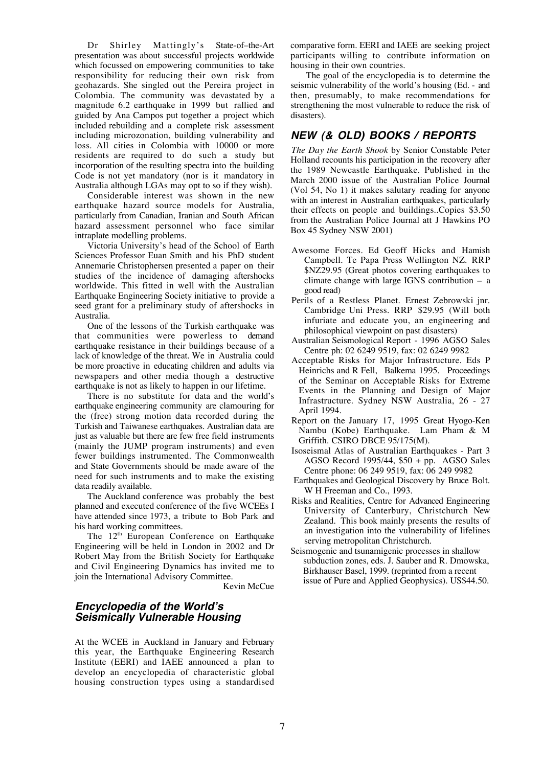Dr Shirley Mattingly's State-of–the-Art presentation was about successful projects worldwide which focussed on empowering communities to take responsibility for reducing their own risk from geohazards. She singled out the Pereira project in Colombia. The community was devastated by a magnitude 6.2 earthquake in 1999 but rallied and guided by Ana Campos put together a project which included rebuilding and a complete risk assessment including microzonation, building vulnerability and loss. All cities in Colombia with 10000 or more residents are required to do such a study but incorporation of the resulting spectra into the building Code is not yet mandatory (nor is it mandatory in Australia although LGAs may opt to so if they wish).

Considerable interest was shown in the new earthquake hazard source models for Australia, particularly from Canadian, Iranian and South African hazard assessment personnel who face similar intraplate modelling problems.

Victoria University's head of the School of Earth Sciences Professor Euan Smith and his PhD student Annemarie Christophersen presented a paper on their studies of the incidence of damaging aftershocks worldwide. This fitted in well with the Australian Earthquake Engineering Society initiative to provide a seed grant for a preliminary study of aftershocks in Australia.

One of the lessons of the Turkish earthquake was that communities were powerless to demand earthquake resistance in their buildings because of a lack of knowledge of the threat. We in Australia could be more proactive in educating children and adults via newspapers and other media though a destructive earthquake is not as likely to happen in our lifetime.

There is no substitute for data and the world's earthquake engineering community are clamouring for the (free) strong motion data recorded during the Turkish and Taiwanese earthquakes. Australian data are just as valuable but there are few free field instruments (mainly the JUMP program instruments) and even fewer buildings instrumented. The Commonwealth and State Governments should be made aware of the need for such instruments and to make the existing data readily available.

The Auckland conference was probably the best planned and executed conference of the five WCEEs I have attended since 1973, a tribute to Bob Park and his hard working committees.

The 12th European Conference on Earthquake Engineering will be held in London in 2002 and Dr Robert May from the British Society for Earthquake and Civil Engineering Dynamics has invited me to join the International Advisory Committee.

Kevin McCue

## *Encyclopedia of the World's Seismically Vulnerable Housing*

At the WCEE in Auckland in January and February this year, the Earthquake Engineering Research Institute (EERI) and IAEE announced a plan to develop an encyclopedia of characteristic global housing construction types using a standardised comparative form. EERI and IAEE are seeking project participants willing to contribute information on housing in their own countries.

The goal of the encyclopedia is to determine the seismic vulnerability of the world's housing (Ed. - and then, presumably, to make recommendations for strengthening the most vulnerable to reduce the risk of disasters).

## *NEW (& OLD) BOOKS / REPORTS*

*The Day the Earth Shook* by Senior Constable Peter Holland recounts his participation in the recovery after the 1989 Newcastle Earthquake. Published in the March 2000 issue of the Australian Police Journal (Vol 54, No 1) it makes salutary reading for anyone with an interest in Australian earthquakes, particularly their effects on people and buildings..Copies $3.50 from the Australian Police Journal att J Hawkins PO Box 45 Sydney NSW 2001)

Awesome Forces. Ed Geoff Hicks and Hamish Campbell. Te Papa Press Wellington NZ. RRP $NZ29.95 (Great photos covering earthquakes to climate change with large IGNS contribution – a good read)

Perils of a Restless Planet. Ernest Zebrowski jnr. Cambridge Uni Press. RRP $29.95 (Will both infuriate and educate you, an engineering and philosophical viewpoint on past disasters)

Australian Seismological Report - 1996 AGSO Sales Centre ph: 02 6249 9519, fax: 02 6249 9982

Acceptable Risks for Major Infrastructure. Eds P Heinrichs and R Fell, Balkema 1995. Proceedings of the Seminar on Acceptable Risks for Extreme Events in the Planning and Design of Major Infrastructure. Sydney NSW Australia, 26 - 27 April 1994.

Report on the January 17, 1995 Great Hyogo-Ken Nambu (Kobe) Earthquake. Lam Pham & M Griffith. CSIRO DBCE 95/175(M).

Isoseismal Atlas of Australian Earthquakes - Part 3 AGSO Record 1995/44, $50 + pp. AGSO Sales Centre phone: 06 249 9519, fax: 06 249 9982

Earthquakes and Geological Discovery by Bruce Bolt. W H Freeman and Co., 1993.

Risks and Realities, Centre for Advanced Engineering University of Canterbury, Christchurch New Zealand. This book mainly presents the results of an investigation into the vulnerability of lifelines serving metropolitan Christchurch.

Seismogenic and tsunamigenic processes in shallow subduction zones, eds. J. Sauber and R. Dmowska, Birkhauser Basel, 1999. (reprinted from a recent issue of Pure and Applied Geophysics). US$44.50.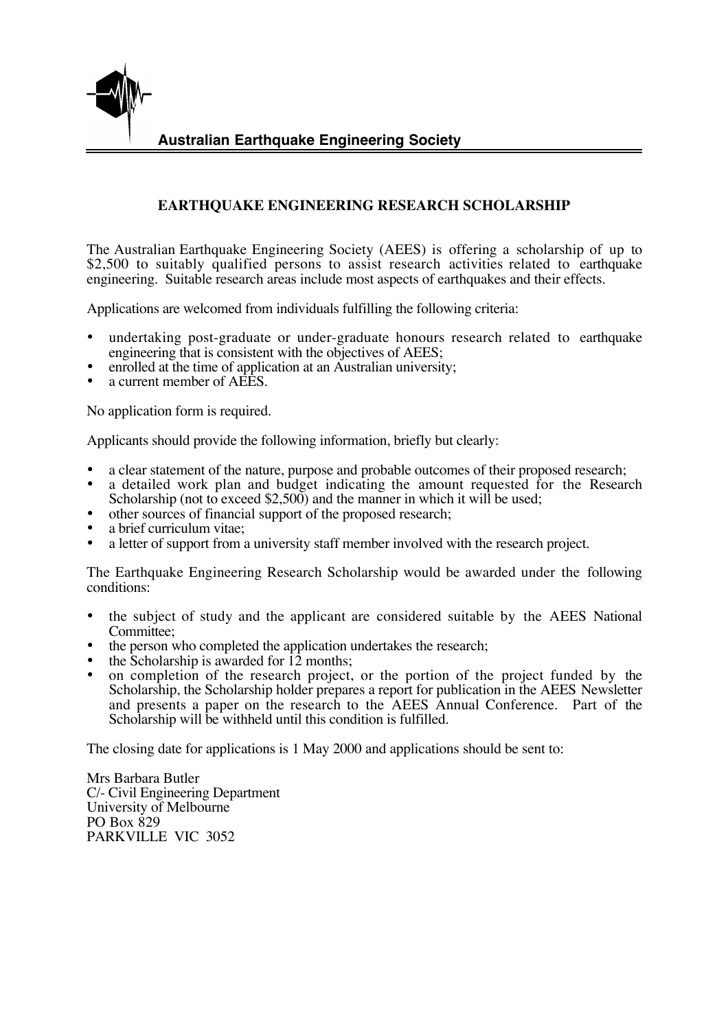**Australian Earthquake Engineering Society**

## EARTHQUAKE ENGINEERING RESEARCH SCHOLARSHIP

The Australian Earthquake Engineering Society (AEES) is offering a scholarship of up to $2,500 to suitably qualified persons to assist research activities related to earthquake engineering. Suitable research areas include most aspects of earthquakes and their effects.

Applications are welcomed from individuals fulfilling the following criteria:

- undertaking post-graduate or under-graduate honours research related to earthquake engineering that is consistent with the objectives of AEES;
- enrolled at the time of application at an Australian university;
- a current member of AEES.

No application form is required.

Applicants should provide the following information, briefly but clearly:

- a clear statement of the nature, purpose and probable outcomes of their proposed research;
- a detailed work plan and budget indicating the amount requested for the Research Scholarship (not to exceed $2,500) and the manner in which it will be used;
- other sources of financial support of the proposed research;
- a brief curriculum vitae;
- a letter of support from a university staff member involved with the research project.

The Earthquake Engineering Research Scholarship would be awarded under the following conditions:

- the subject of study and the applicant are considered suitable by the AEES National Committee;
- the person who completed the application undertakes the research;
- the Scholarship is awarded for 12 months;
- on completion of the research project, or the portion of the project funded by the Scholarship, the Scholarship holder prepares a report for publication in the AEES Newsletter and presents a paper on the research to the AEES Annual Conference. Part of the Scholarship will be withheld until this condition is fulfilled.

The closing date for applications is 1 May 2000 and applications should be sent to:

Mrs Barbara Butler
C/- Civil Engineering Department
University of Melbourne
PO Box 829
PARKVILLE VIC 3052